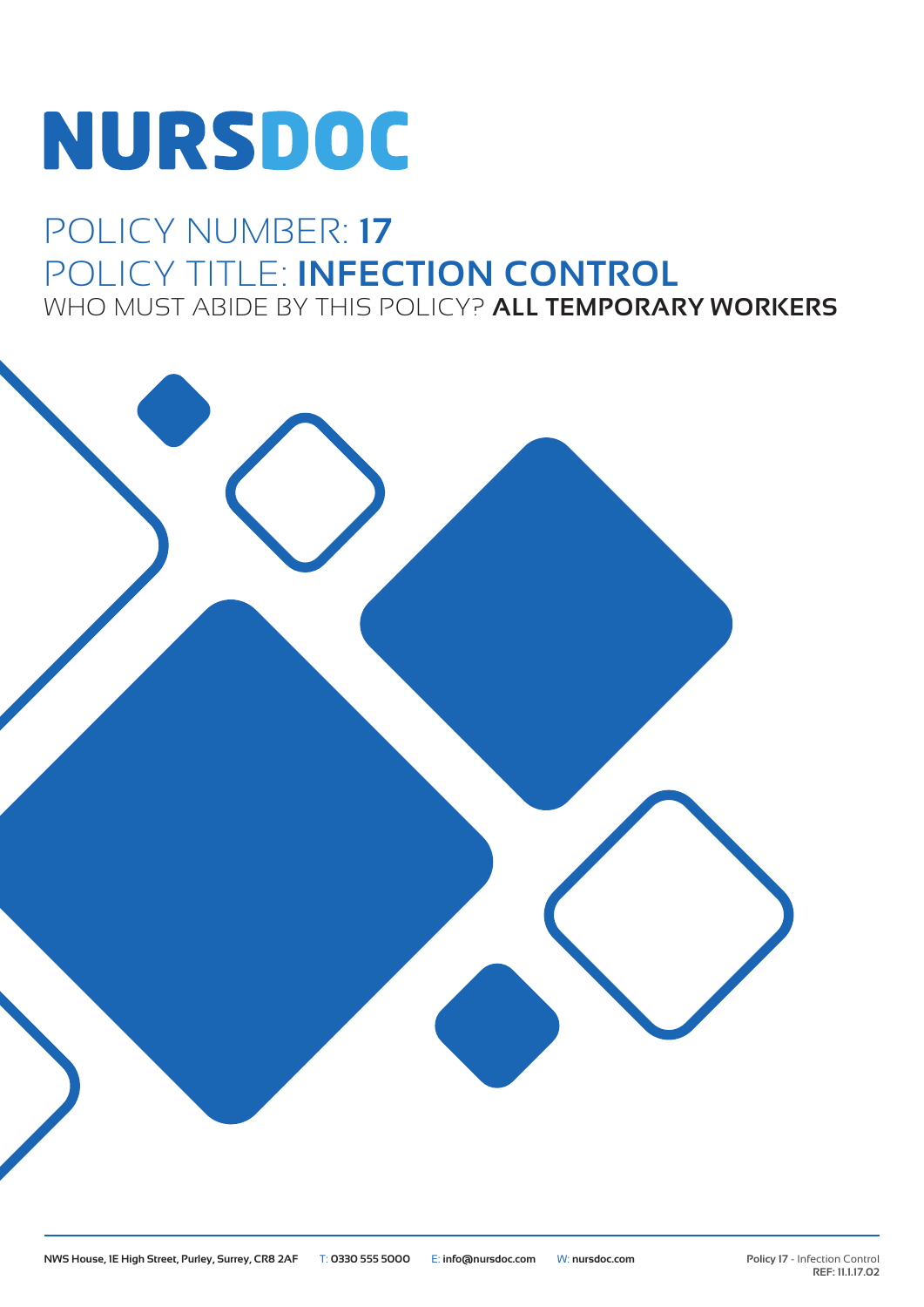# NURSDOC

## POLICY NUMBER: **17**

## POLICY TITLE: **INFECTION CONTROL**

### WHO MUST ABIDE BY THIS POLICY? **ALL TEMPORARY WORKERS**

NWS House, 1E High Street, Purley, Surrey, CR8 2AF T: 0330 555 5000 E: info@nursdoc.com W: nursdoc.com

Policy 17 - Infection Control
REF: 11.1.17.02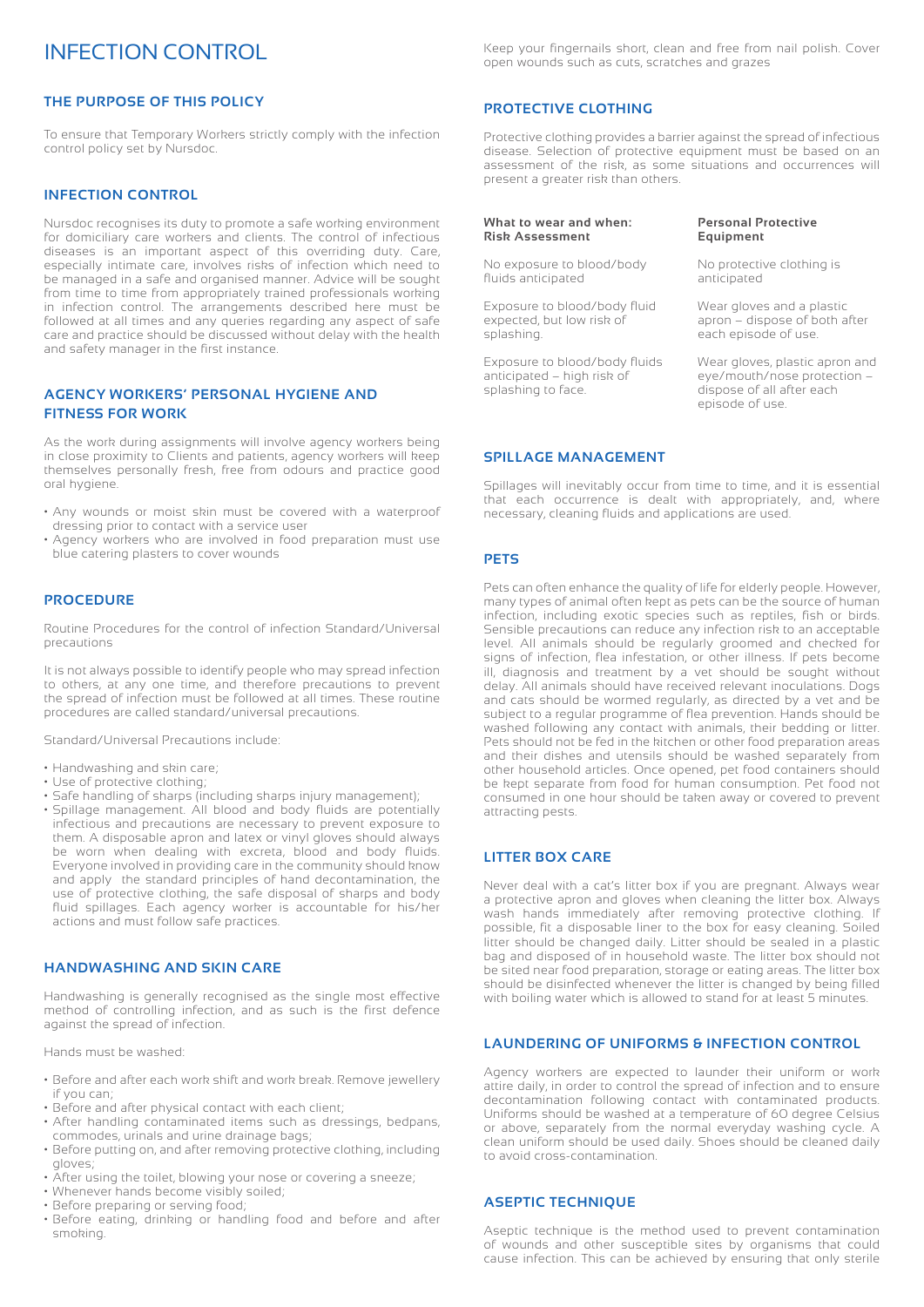# INFECTION CONTROL

## THE PURPOSE OF THIS POLICY

To ensure that Temporary Workers strictly comply with the infection control policy set by Nursdoc.

## INFECTION CONTROL

Nursdoc recognises its duty to promote a safe working environment for domiciliary care workers and clients. The control of infectious diseases is an important aspect of this overriding duty. Care, especially intimate care, involves risks of infection which need to be managed in a safe and organised manner. Advice will be sought from time to time from appropriately trained professionals working in infection control. The arrangements described here must be followed at all times and any queries regarding any aspect of safe care and practice should be discussed without delay with the health and safety manager in the first instance.

## AGENCY WORKERS' PERSONAL HYGIENE AND FITNESS FOR WORK

As the work during assignments will involve agency workers being in close proximity to Clients and patients, agency workers will keep themselves personally fresh, free from odours and practice good oral hygiene.

- Any wounds or moist skin must be covered with a waterproof dressing prior to contact with a service user
- Agency workers who are involved in food preparation must use blue catering plasters to cover wounds

## PROCEDURE

Routine Procedures for the control of infection Standard/Universal precautions

It is not always possible to identify people who may spread infection to others, at any one time, and therefore precautions to prevent the spread of infection must be followed at all times. These routine procedures are called standard/universal precautions.

Standard/Universal Precautions include:

- Handwashing and skin care;
- Use of protective clothing;
- Safe handling of sharps (including sharps injury management);
- Spillage management. All blood and body fluids are potentially infectious and precautions are necessary to prevent exposure to them. A disposable apron and latex or vinyl gloves should always be worn when dealing with excreta, blood and body fluids. Everyone involved in providing care in the community should know and apply the standard principles of hand decontamination, the use of protective clothing, the safe disposal of sharps and body fluid spillages. Each agency worker is accountable for his/her actions and must follow safe practices.

## HANDWASHING AND SKIN CARE

Handwashing is generally recognised as the single most effective method of controlling infection, and as such is the first defence against the spread of infection.

Hands must be washed:

- Before and after each work shift and work break. Remove jewellery if you can;
- Before and after physical contact with each client;
- After handling contaminated items such as dressings, bedpans, commodes, urinals and urine drainage bags;
- Before putting on, and after removing protective clothing, including gloves;
- After using the toilet, blowing your nose or covering a sneeze;
- Whenever hands become visibly soiled;
- Before preparing or serving food;
- Before eating, drinking or handling food and before and after smoking.

Keep your fingernails short, clean and free from nail polish. Cover open wounds such as cuts, scratches and grazes

## PROTECTIVE CLOTHING

Protective clothing provides a barrier against the spread of infectious disease. Selection of protective equipment must be based on an assessment of the risk, as some situations and occurrences will present a greater risk than others.

| What to wear and when: Risk Assessment | Personal Protective Equipment |
|---|---|
| No exposure to blood/body fluids anticipated | No protective clothing is anticipated |
| Exposure to blood/body fluid expected, but low risk of splashing. | Wear gloves and a plastic apron – dispose of both after each episode of use. |
| Exposure to blood/body fluids anticipated – high risk of splashing to face. | Wear gloves, plastic apron and eye/mouth/nose protection – dispose of all after each episode of use. |

## SPILLAGE MANAGEMENT

Spillages will inevitably occur from time to time, and it is essential that each occurrence is dealt with appropriately, and, where necessary, cleaning fluids and applications are used.

## PETS

Pets can often enhance the quality of life for elderly people. However, many types of animal often kept as pets can be the source of human infection, including exotic species such as reptiles, fish or birds. Sensible precautions can reduce any infection risk to an acceptable level. All animals should be regularly groomed and checked for signs of infection, flea infestation, or other illness. If pets become ill, diagnosis and treatment by a vet should be sought without delay. All animals should have received relevant inoculations. Dogs and cats should be wormed regularly, as directed by a vet and be subject to a regular programme of flea prevention. Hands should be washed following any contact with animals, their bedding or litter. Pets should not be fed in the kitchen or other food preparation areas and their dishes and utensils should be washed separately from other household articles. Once opened, pet food containers should be kept separate from food for human consumption. Pet food not consumed in one hour should be taken away or covered to prevent attracting pests.

## LITTER BOX CARE

Never deal with a cat's litter box if you are pregnant. Always wear a protective apron and gloves when cleaning the litter box. Always wash hands immediately after removing protective clothing. If possible, fit a disposable liner to the box for easy cleaning. Soiled litter should be changed daily. Litter should be sealed in a plastic bag and disposed of in household waste. The litter box should not be sited near food preparation, storage or eating areas. The litter box should be disinfected whenever the litter is changed by being filled with boiling water which is allowed to stand for at least 5 minutes.

## LAUNDERING OF UNIFORMS & INFECTION CONTROL

Agency workers are expected to launder their uniform or work attire daily, in order to control the spread of infection and to ensure decontamination following contact with contaminated products. Uniforms should be washed at a temperature of 60 degree Celsius or above, separately from the normal everyday washing cycle. A clean uniform should be used daily. Shoes should be cleaned daily to avoid cross-contamination.

## ASEPTIC TECHNIQUE

Aseptic technique is the method used to prevent contamination of wounds and other susceptible sites by organisms that could cause infection. This can be achieved by ensuring that only sterile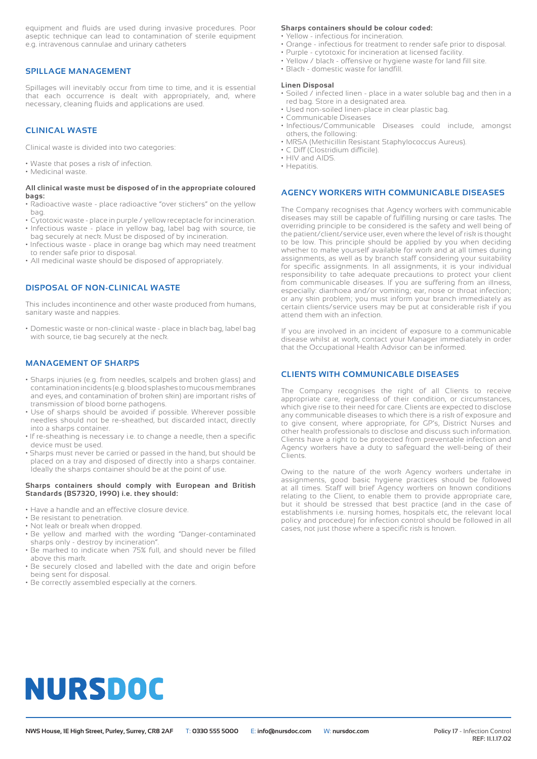equipment and fluids are used during invasive procedures. Poor aseptic technique can lead to contamination of sterile equipment e.g. intravenous cannulae and urinary catheters

## SPILLAGE MANAGEMENT

Spillages will inevitably occur from time to time, and it is essential that each occurrence is dealt with appropriately, and, where necessary, cleaning fluids and applications are used.

## CLINICAL WASTE

Clinical waste is divided into two categories:

- Waste that poses a risk of infection.
- Medicinal waste.

**All clinical waste must be disposed of in the appropriate coloured bags:**

- Radioactive waste - place radioactive "over stickers" on the yellow bag.
- Cytotoxic waste - place in purple / yellow receptacle for incineration.
- Infectious waste - place in yellow bag, label bag with source, tie bag securely at neck. Must be disposed of by incineration.
- Infectious waste - place in orange bag which may need treatment to render safe prior to disposal.
- All medicinal waste should be disposed of appropriately.

## DISPOSAL OF NON-CLINICAL WASTE

This includes incontinence and other waste produced from humans, sanitary waste and nappies.

- Domestic waste or non-clinical waste - place in black bag, label bag with source, tie bag securely at the neck.

## MANAGEMENT OF SHARPS

- Sharps injuries (e.g. from needles, scalpels and broken glass) and contamination incidents (e.g. blood splashes to mucous membranes and eyes, and contamination of broken skin) are important risks of transmission of blood borne pathogens.
- Use of sharps should be avoided if possible. Wherever possible needles should not be re-sheathed, but discarded intact, directly into a sharps container.
- If re-sheathing is necessary i.e. to change a needle, then a specific device must be used.
- Sharps must never be carried or passed in the hand, but should be placed on a tray and disposed of directly into a sharps container. Ideally the sharps container should be at the point of use.

**Sharps containers should comply with European and British Standards (BS7320, 1990) i.e. they should:**

- Have a handle and an effective closure device.
- Be resistant to penetration.
- Not leak or break when dropped.
- Be yellow and marked with the wording "Danger-contaminated sharps only - destroy by incineration".
- Be marked to indicate when 75% full, and should never be filled above this mark.
- Be securely closed and labelled with the date and origin before being sent for disposal.
- Be correctly assembled especially at the corners.

**Sharps containers should be colour coded:**

- Yellow - infectious for incineration.
- Orange - infectious for treatment to render safe prior to disposal.
- Purple - cytotoxic for incineration at licensed facility.
- Yellow / black - offensive or hygiene waste for land fill site.
- Black - domestic waste for landfill.

**Linen Disposal**

- Soiled / infected linen - place in a water soluble bag and then in a red bag. Store in a designated area.
- Used non-soiled linen-place in clear plastic bag.
- Communicable Diseases
- Infectious/Communicable Diseases could include, amongst others, the following:
- MRSA (Methicillin Resistant Staphylococcus Aureus).
- C Diff (Clostridium difficile).
- HIV and AIDS.
- Hepatitis.

## AGENCY WORKERS WITH COMMUNICABLE DISEASES

The Company recognises that Agency workers with communicable diseases may still be capable of fulfilling nursing or care tasks. The overriding principle to be considered is the safety and well being of the patient/client/service user, even where the level of risk is thought to be low. This principle should be applied by you when deciding whether to make yourself available for work and at all times during assignments, as well as by branch staff considering your suitability for specific assignments. In all assignments, it is your individual responsibility to take adequate precautions to protect your client from communicable diseases. If you are suffering from an illness, especially: diarrhoea and/or vomiting; ear, nose or throat infection; or any skin problem; you must inform your branch immediately as certain clients/service users may be put at considerable risk if you attend them with an infection.

If you are involved in an incident of exposure to a communicable disease whilst at work, contact your Manager immediately in order that the Occupational Health Advisor can be informed.

## CLIENTS WITH COMMUNICABLE DISEASES

The Company recognises the right of all Clients to receive appropriate care, regardless of their condition, or circumstances, which give rise to their need for care. Clients are expected to disclose any communicable diseases to which there is a risk of exposure and to give consent, where appropriate, for GP's, District Nurses and other health professionals to disclose and discuss such information. Clients have a right to be protected from preventable infection and Agency workers have a duty to safeguard the well-being of their Clients.

Owing to the nature of the work Agency workers undertake in assignments, good basic hygiene practices should be followed at all times. Staff will brief Agency workers on known conditions relating to the Client, to enable them to provide appropriate care, but it should be stressed that best practice (and in the case of establishments i.e. nursing homes, hospitals etc, the relevant local policy and procedure) for infection control should be followed in all cases, not just those where a specific risk is known.